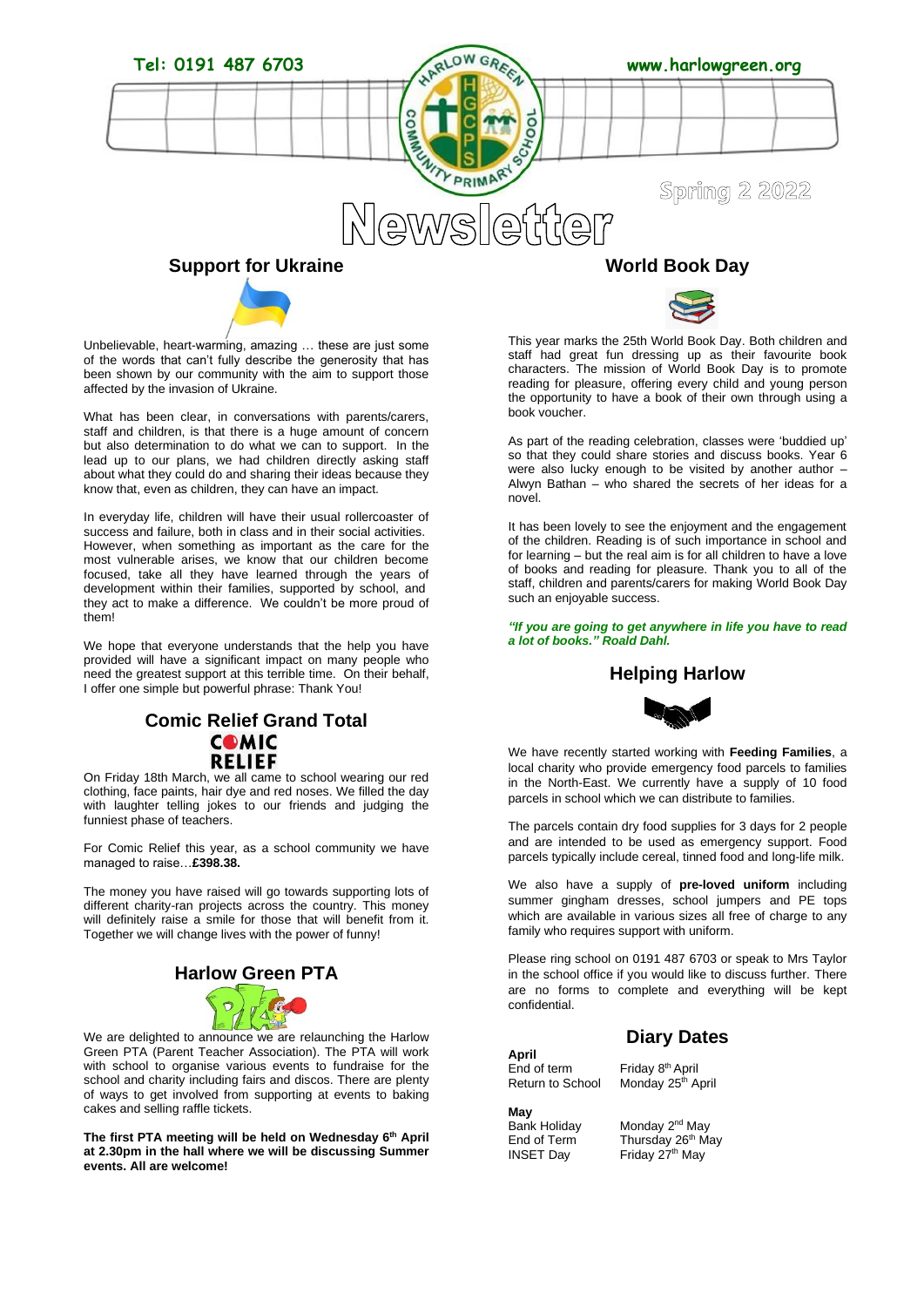Tel: 0191 487 6703

www.harlowgreen.org

Spring 2 2022

# Newsletter

## Support for Ukraine

Unbelievable, heart-warming, amazing … these are just some of the words that can't fully describe the generosity that has been shown by our community with the aim to support those affected by the invasion of Ukraine.

What has been clear, in conversations with parents/carers, staff and children, is that there is a huge amount of concern but also determination to do what we can to support. In the lead up to our plans, we had children directly asking staff about what they could do and sharing their ideas because they know that, even as children, they can have an impact.

In everyday life, children will have their usual rollercoaster of success and failure, both in class and in their social activities. However, when something as important as the care for the most vulnerable arises, we know that our children become focused, take all they have learned through the years of development within their families, supported by school, and they act to make a difference. We couldn't be more proud of them!

We hope that everyone understands that the help you have provided will have a significant impact on many people who need the greatest support at this terrible time. On their behalf, I offer one simple but powerful phrase: Thank You!

## Comic Relief Grand Total

On Friday 18th March, we all came to school wearing our red clothing, face paints, hair dye and red noses. We filled the day with laughter telling jokes to our friends and judging the funniest phase of teachers.

For Comic Relief this year, as a school community we have managed to raise…**£398.38.**

The money you have raised will go towards supporting lots of different charity-ran projects across the country. This money will definitely raise a smile for those that will benefit from it. Together we will change lives with the power of funny!

## Harlow Green PTA

We are delighted to announce we are relaunching the Harlow Green PTA (Parent Teacher Association). The PTA will work with school to organise various events to fundraise for the school and charity including fairs and discos. There are plenty of ways to get involved from supporting at events to baking cakes and selling raffle tickets.

**The first PTA meeting will be held on Wednesday 6th April at 2.30pm in the hall where we will be discussing Summer events. All are welcome!**

## World Book Day

This year marks the 25th World Book Day. Both children and staff had great fun dressing up as their favourite book characters. The mission of World Book Day is to promote reading for pleasure, offering every child and young person the opportunity to have a book of their own through using a book voucher.

As part of the reading celebration, classes were 'buddied up' so that they could share stories and discuss books. Year 6 were also lucky enough to be visited by another author – Alwyn Bathan – who shared the secrets of her ideas for a novel.

It has been lovely to see the enjoyment and the engagement of the children. Reading is of such importance in school and for learning – but the real aim is for all children to have a love of books and reading for pleasure. Thank you to all of the staff, children and parents/carers for making World Book Day such an enjoyable success.

***"If you are going to get anywhere in life you have to read a lot of books." Roald Dahl.***

## Helping Harlow

We have recently started working with **Feeding Families**, a local charity who provide emergency food parcels to families in the North-East. We currently have a supply of 10 food parcels in school which we can distribute to families.

The parcels contain dry food supplies for 3 days for 2 people and are intended to be used as emergency support. Food parcels typically include cereal, tinned food and long-life milk.

We also have a supply of **pre-loved uniform** including summer gingham dresses, school jumpers and PE tops which are available in various sizes all free of charge to any family who requires support with uniform.

Please ring school on 0191 487 6703 or speak to Mrs Taylor in the school office if you would like to discuss further. There are no forms to complete and everything will be kept confidential.

## Diary Dates

**April**

| | |
|---|---|
| End of term | Friday 8th April |
| Return to School | Monday 25th April |

**May**

| | |
|---|---|
| Bank Holiday | Monday 2nd May |
| End of Term | Thursday 26th May |
| INSET Day | Friday 27th May |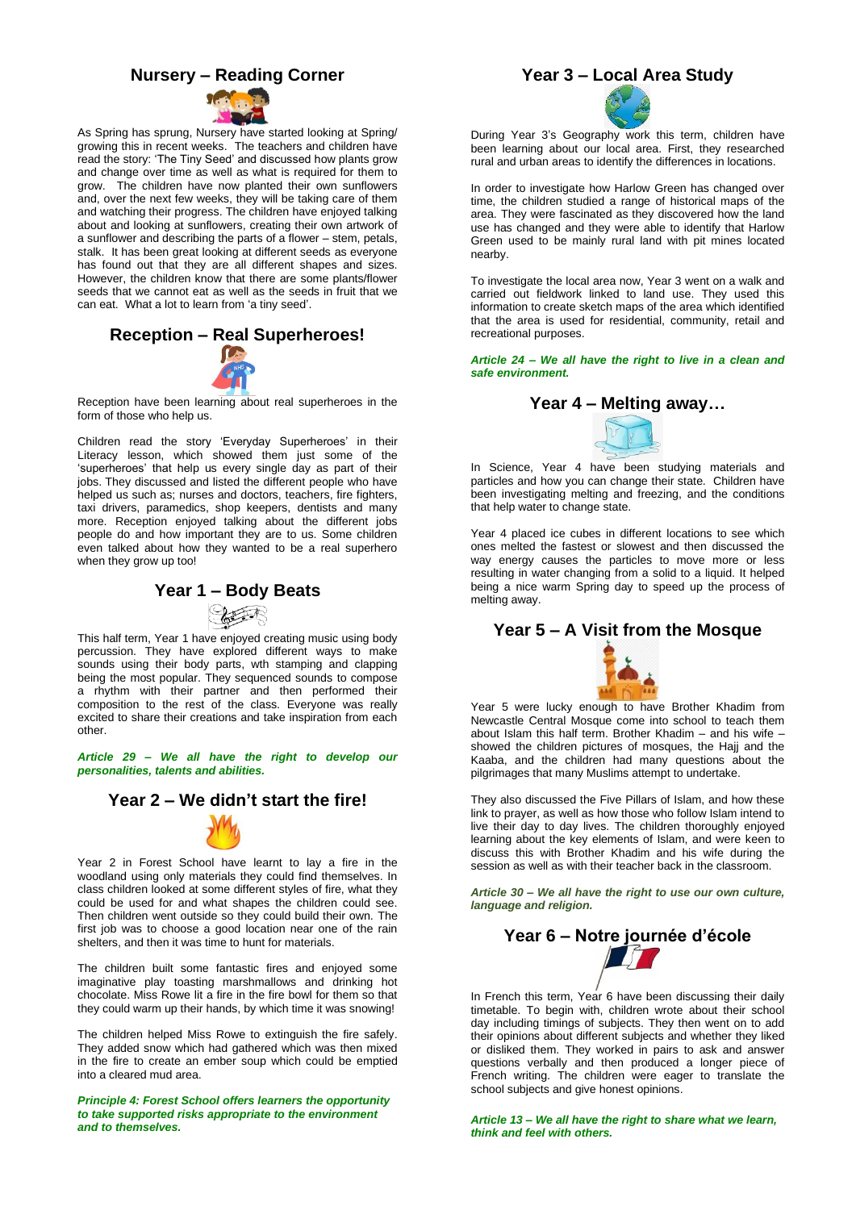## Nursery – Reading Corner

As Spring has sprung, Nursery have started looking at Spring/ growing this in recent weeks. The teachers and children have read the story: 'The Tiny Seed' and discussed how plants grow and change over time as well as what is required for them to grow. The children have now planted their own sunflowers and, over the next few weeks, they will be taking care of them and watching their progress. The children have enjoyed talking about and looking at sunflowers, creating their own artwork of a sunflower and describing the parts of a flower – stem, petals, stalk. It has been great looking at different seeds as everyone has found out that they are all different shapes and sizes. However, the children know that there are some plants/flower seeds that we cannot eat as well as the seeds in fruit that we can eat. What a lot to learn from 'a tiny seed'.

## Reception – Real Superheroes!

Reception have been learning about real superheroes in the form of those who help us.

Children read the story 'Everyday Superheroes' in their Literacy lesson, which showed them just some of the 'superheroes' that help us every single day as part of their jobs. They discussed and listed the different people who have helped us such as; nurses and doctors, teachers, fire fighters, taxi drivers, paramedics, shop keepers, dentists and many more. Reception enjoyed talking about the different jobs people do and how important they are to us. Some children even talked about how they wanted to be a real superhero when they grow up too!

## Year 1 – Body Beats

This half term, Year 1 have enjoyed creating music using body percussion. They have explored different ways to make sounds using their body parts, wth stamping and clapping being the most popular. They sequenced sounds to compose a rhythm with their partner and then performed their composition to the rest of the class. Everyone was really excited to share their creations and take inspiration from each other.

***Article 29 – We all have the right to develop our personalities, talents and abilities.***

## Year 2 – We didn't start the fire!

Year 2 in Forest School have learnt to lay a fire in the woodland using only materials they could find themselves. In class children looked at some different styles of fire, what they could be used for and what shapes the children could see. Then children went outside so they could build their own. The first job was to choose a good location near one of the rain shelters, and then it was time to hunt for materials.

The children built some fantastic fires and enjoyed some imaginative play toasting marshmallows and drinking hot chocolate. Miss Rowe lit a fire in the fire bowl for them so that they could warm up their hands, by which time it was snowing!

The children helped Miss Rowe to extinguish the fire safely. They added snow which had gathered which was then mixed in the fire to create an ember soup which could be emptied into a cleared mud area.

***Principle 4: Forest School offers learners the opportunity to take supported risks appropriate to the environment and to themselves.***

## Year 3 – Local Area Study

During Year 3's Geography work this term, children have been learning about our local area. First, they researched rural and urban areas to identify the differences in locations.

In order to investigate how Harlow Green has changed over time, the children studied a range of historical maps of the area. They were fascinated as they discovered how the land use has changed and they were able to identify that Harlow Green used to be mainly rural land with pit mines located nearby.

To investigate the local area now, Year 3 went on a walk and carried out fieldwork linked to land use. They used this information to create sketch maps of the area which identified that the area is used for residential, community, retail and recreational purposes.

***Article 24 – We all have the right to live in a clean and safe environment.***

## Year 4 – Melting away…

In Science, Year 4 have been studying materials and particles and how you can change their state. Children have been investigating melting and freezing, and the conditions that help water to change state.

Year 4 placed ice cubes in different locations to see which ones melted the fastest or slowest and then discussed the way energy causes the particles to move more or less resulting in water changing from a solid to a liquid. It helped being a nice warm Spring day to speed up the process of melting away.

## Year 5 – A Visit from the Mosque

Year 5 were lucky enough to have Brother Khadim from Newcastle Central Mosque come into school to teach them about Islam this half term. Brother Khadim – and his wife – showed the children pictures of mosques, the Hajj and the Kaaba, and the children had many questions about the pilgrimages that many Muslims attempt to undertake.

They also discussed the Five Pillars of Islam, and how these link to prayer, as well as how those who follow Islam intend to live their day to day lives. The children thoroughly enjoyed learning about the key elements of Islam, and were keen to discuss this with Brother Khadim and his wife during the session as well as with their teacher back in the classroom.

***Article 30 – We all have the right to use our own culture, language and religion.***

## Year 6 – Notre journée d'école

In French this term, Year 6 have been discussing their daily timetable. To begin with, children wrote about their school day including timings of subjects. They then went on to add their opinions about different subjects and whether they liked or disliked them. They worked in pairs to ask and answer questions verbally and then produced a longer piece of French writing. The children were eager to translate the school subjects and give honest opinions.

***Article 13 – We all have the right to share what we learn, think and feel with others.***